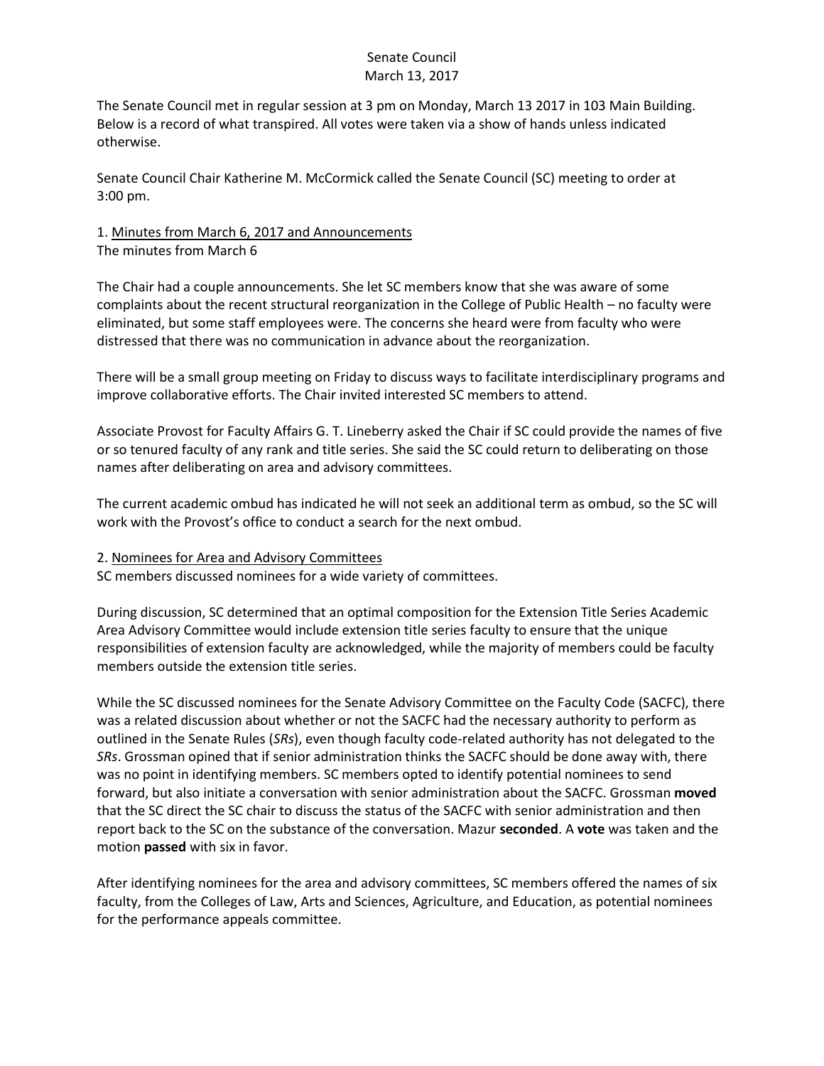Senate Council
March 13, 2017

The Senate Council met in regular session at 3 pm on Monday, March 13 2017 in 103 Main Building. Below is a record of what transpired. All votes were taken via a show of hands unless indicated otherwise.

Senate Council Chair Katherine M. McCormick called the Senate Council (SC) meeting to order at 3:00 pm.

1. Minutes from March 6, 2017 and Announcements
The minutes from March 6

The Chair had a couple announcements. She let SC members know that she was aware of some complaints about the recent structural reorganization in the College of Public Health – no faculty were eliminated, but some staff employees were. The concerns she heard were from faculty who were distressed that there was no communication in advance about the reorganization.

There will be a small group meeting on Friday to discuss ways to facilitate interdisciplinary programs and improve collaborative efforts. The Chair invited interested SC members to attend.

Associate Provost for Faculty Affairs G. T. Lineberry asked the Chair if SC could provide the names of five or so tenured faculty of any rank and title series. She said the SC could return to deliberating on those names after deliberating on area and advisory committees.

The current academic ombud has indicated he will not seek an additional term as ombud, so the SC will work with the Provost's office to conduct a search for the next ombud.

2. Nominees for Area and Advisory Committees
SC members discussed nominees for a wide variety of committees.

During discussion, SC determined that an optimal composition for the Extension Title Series Academic Area Advisory Committee would include extension title series faculty to ensure that the unique responsibilities of extension faculty are acknowledged, while the majority of members could be faculty members outside the extension title series.

While the SC discussed nominees for the Senate Advisory Committee on the Faculty Code (SACFC), there was a related discussion about whether or not the SACFC had the necessary authority to perform as outlined in the Senate Rules (*SRs*), even though faculty code-related authority has not delegated to the *SRs*. Grossman opined that if senior administration thinks the SACFC should be done away with, there was no point in identifying members. SC members opted to identify potential nominees to send forward, but also initiate a conversation with senior administration about the SACFC. Grossman **moved** that the SC direct the SC chair to discuss the status of the SACFC with senior administration and then report back to the SC on the substance of the conversation. Mazur **seconded**. A **vote** was taken and the motion **passed** with six in favor.

After identifying nominees for the area and advisory committees, SC members offered the names of six faculty, from the Colleges of Law, Arts and Sciences, Agriculture, and Education, as potential nominees for the performance appeals committee.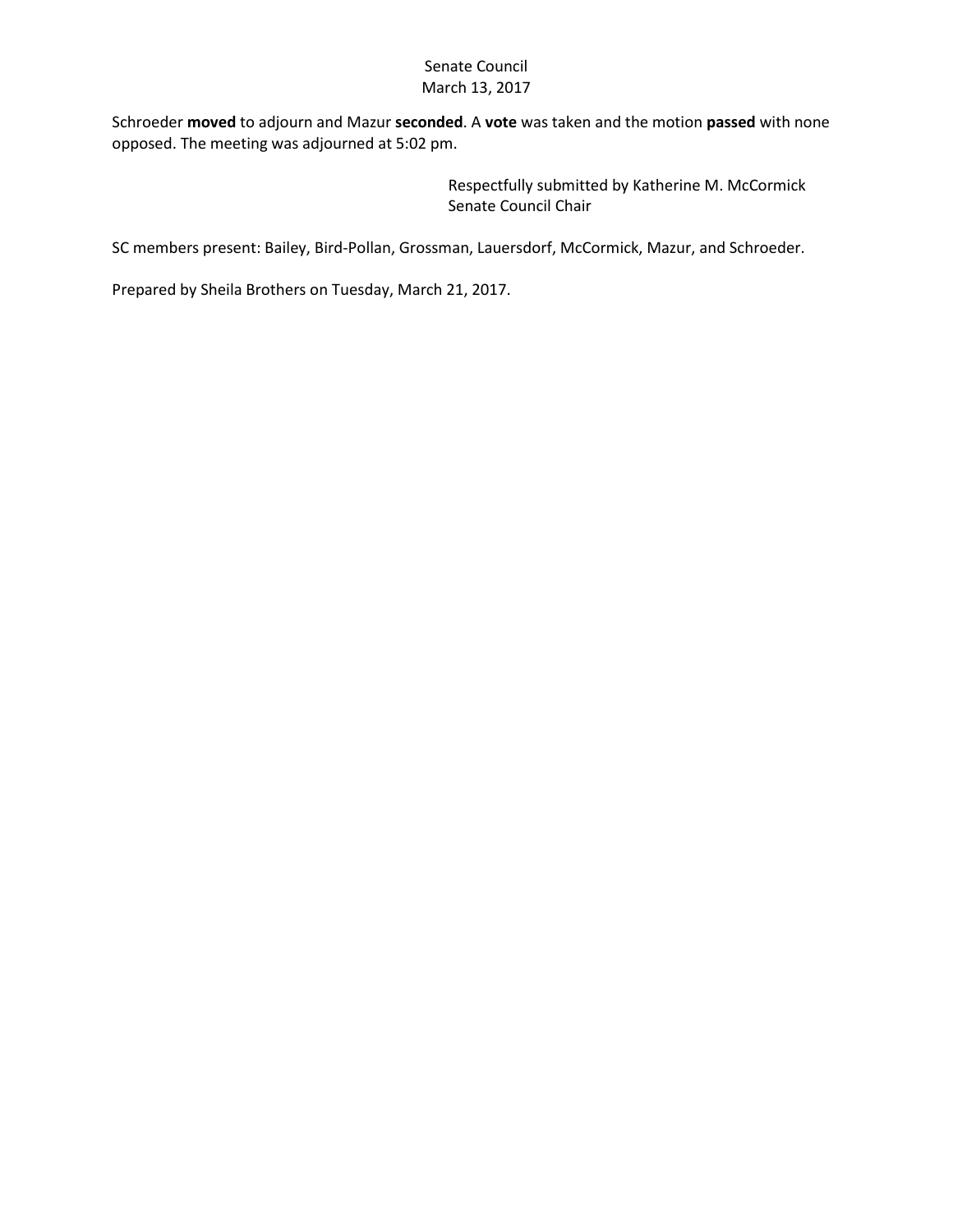Schroeder **moved** to adjourn and Mazur **seconded**. A **vote** was taken and the motion **passed** with none opposed. The meeting was adjourned at 5:02 pm.

Respectfully submitted by Katherine M. McCormick
Senate Council Chair

SC members present: Bailey, Bird-Pollan, Grossman, Lauersdorf, McCormick, Mazur, and Schroeder.

Prepared by Sheila Brothers on Tuesday, March 21, 2017.